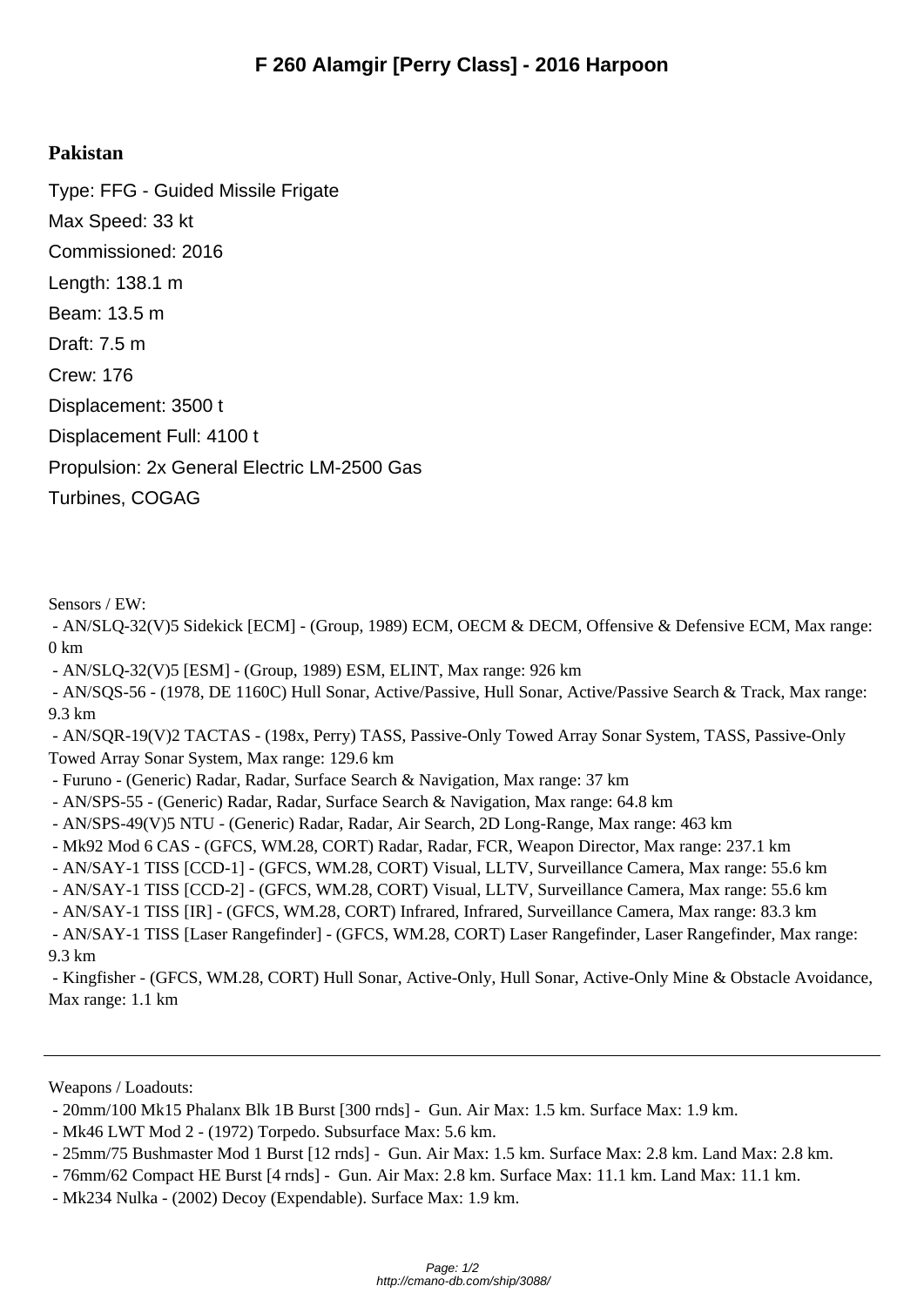# F 260 Alamgir [Perry Class] - 2016 Harpoon

## Pakistan

Type: FFG - Guided Missile Frigate

Max Speed: 33 kt

Commissioned: 2016

Length: 138.1 m

Beam: 13.5 m

Draft: 7.5 m

Crew: 176

Displacement: 3500 t

Displacement Full: 4100 t

Propulsion: 2x General Electric LM-2500 Gas Turbines, COGAG

Sensors / EW:

- AN/SLQ-32(V)5 Sidekick [ECM] - (Group, 1989) ECM, OECM & DECM, Offensive & Defensive ECM, Max range: 0 km
- AN/SLQ-32(V)5 [ESM] - (Group, 1989) ESM, ELINT, Max range: 926 km
- AN/SQS-56 - (1978, DE 1160C) Hull Sonar, Active/Passive, Hull Sonar, Active/Passive Search & Track, Max range: 9.3 km
- AN/SQR-19(V)2 TACTAS - (198x, Perry) TASS, Passive-Only Towed Array Sonar System, TASS, Passive-Only Towed Array Sonar System, Max range: 129.6 km
- Furuno - (Generic) Radar, Radar, Surface Search & Navigation, Max range: 37 km
- AN/SPS-55 - (Generic) Radar, Radar, Surface Search & Navigation, Max range: 64.8 km
- AN/SPS-49(V)5 NTU - (Generic) Radar, Radar, Air Search, 2D Long-Range, Max range: 463 km
- Mk92 Mod 6 CAS - (GFCS, WM.28, CORT) Radar, Radar, FCR, Weapon Director, Max range: 237.1 km
- AN/SAY-1 TISS [CCD-1] - (GFCS, WM.28, CORT) Visual, LLTV, Surveillance Camera, Max range: 55.6 km
- AN/SAY-1 TISS [CCD-2] - (GFCS, WM.28, CORT) Visual, LLTV, Surveillance Camera, Max range: 55.6 km
- AN/SAY-1 TISS [IR] - (GFCS, WM.28, CORT) Infrared, Infrared, Surveillance Camera, Max range: 83.3 km
- AN/SAY-1 TISS [Laser Rangefinder] - (GFCS, WM.28, CORT) Laser Rangefinder, Laser Rangefinder, Max range: 9.3 km
- Kingfisher - (GFCS, WM.28, CORT) Hull Sonar, Active-Only, Hull Sonar, Active-Only Mine & Obstacle Avoidance, Max range: 1.1 km

---

Weapons / Loadouts:

- 20mm/100 Mk15 Phalanx Blk 1B Burst [300 rnds] - Gun. Air Max: 1.5 km. Surface Max: 1.9 km.
- Mk46 LWT Mod 2 - (1972) Torpedo. Subsurface Max: 5.6 km.
- 25mm/75 Bushmaster Mod 1 Burst [12 rnds] - Gun. Air Max: 1.5 km. Surface Max: 2.8 km. Land Max: 2.8 km.
- 76mm/62 Compact HE Burst [4 rnds] - Gun. Air Max: 2.8 km. Surface Max: 11.1 km. Land Max: 11.1 km.
- Mk234 Nulka - (2002) Decoy (Expendable). Surface Max: 1.9 km.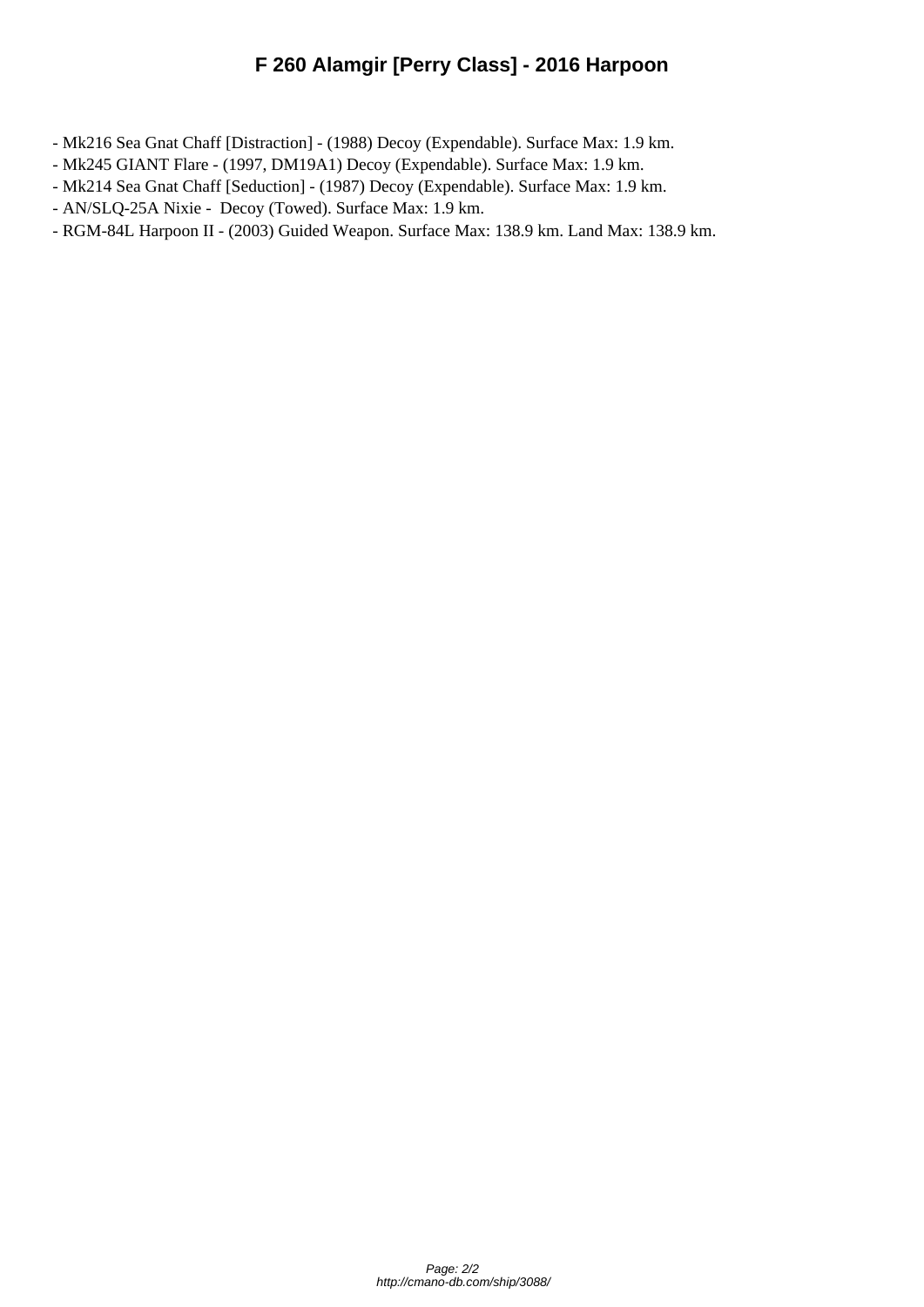- Mk216 Sea Gnat Chaff [Distraction] - (1988) Decoy (Expendable). Surface Max: 1.9 km.
- Mk245 GIANT Flare - (1997, DM19A1) Decoy (Expendable). Surface Max: 1.9 km.
- Mk214 Sea Gnat Chaff [Seduction] - (1987) Decoy (Expendable). Surface Max: 1.9 km.
- AN/SLQ-25A Nixie - Decoy (Towed). Surface Max: 1.9 km.
- RGM-84L Harpoon II - (2003) Guided Weapon. Surface Max: 138.9 km. Land Max: 138.9 km.